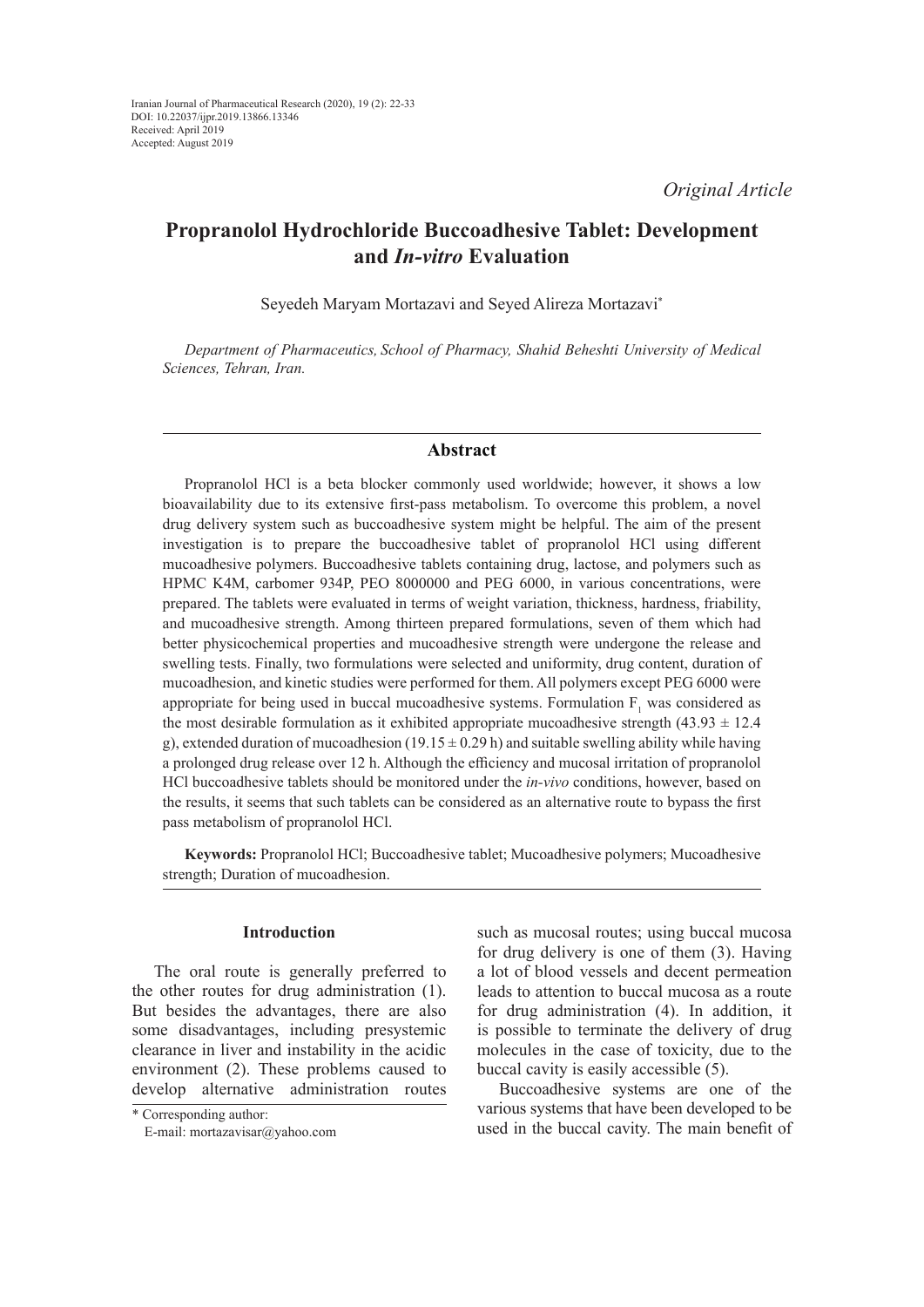Iranian Journal of Pharmaceutical Research (2020), 19 (2): 22-33
DOI: 10.22037/ijpr.2019.13866.13346
Received: April 2019
Accepted: August 2019

*Original Article*

# Propranolol Hydrochloride Buccoadhesive Tablet: Development and *In-vitro* Evaluation

Seyedeh Maryam Mortazavi and Seyed Alireza Mortazavi*

*Department of Pharmaceutics, School of Pharmacy, Shahid Beheshti University of Medical Sciences, Tehran, Iran.*

## Abstract

Propranolol HCl is a beta blocker commonly used worldwide; however, it shows a low bioavailability due to its extensive first-pass metabolism. To overcome this problem, a novel drug delivery system such as buccoadhesive system might be helpful. The aim of the present investigation is to prepare the buccoadhesive tablet of propranolol HCl using different mucoadhesive polymers. Buccoadhesive tablets containing drug, lactose, and polymers such as HPMC K4M, carbomer 934P, PEO 8000000 and PEG 6000, in various concentrations, were prepared. The tablets were evaluated in terms of weight variation, thickness, hardness, friability, and mucoadhesive strength. Among thirteen prepared formulations, seven of them which had better physicochemical properties and mucoadhesive strength were undergone the release and swelling tests. Finally, two formulations were selected and uniformity, drug content, duration of mucoadhesion, and kinetic studies were performed for them. All polymers except PEG 6000 were appropriate for being used in buccal mucoadhesive systems. Formulation $F_1$ was considered as the most desirable formulation as it exhibited appropriate mucoadhesive strength ($43.93 \pm 12.4$ g), extended duration of mucoadhesion ($19.15 \pm 0.29$ h) and suitable swelling ability while having a prolonged drug release over 12 h. Although the efficiency and mucosal irritation of propranolol HCl buccoadhesive tablets should be monitored under the *in-vivo* conditions, however, based on the results, it seems that such tablets can be considered as an alternative route to bypass the first pass metabolism of propranolol HCl.

**Keywords:** Propranolol HCl; Buccoadhesive tablet; Mucoadhesive polymers; Mucoadhesive strength; Duration of mucoadhesion.

## Introduction

The oral route is generally preferred to the other routes for drug administration (1). But besides the advantages, there are also some disadvantages, including presystemic clearance in liver and instability in the acidic environment (2). These problems caused to develop alternative administration routes such as mucosal routes; using buccal mucosa for drug delivery is one of them (3). Having a lot of blood vessels and decent permeation leads to attention to buccal mucosa as a route for drug administration (4). In addition, it is possible to terminate the delivery of drug molecules in the case of toxicity, due to the buccal cavity is easily accessible (5).

Buccoadhesive systems are one of the various systems that have been developed to be used in the buccal cavity. The main benefit of

* Corresponding author:
E-mail: mortazavisar@yahoo.com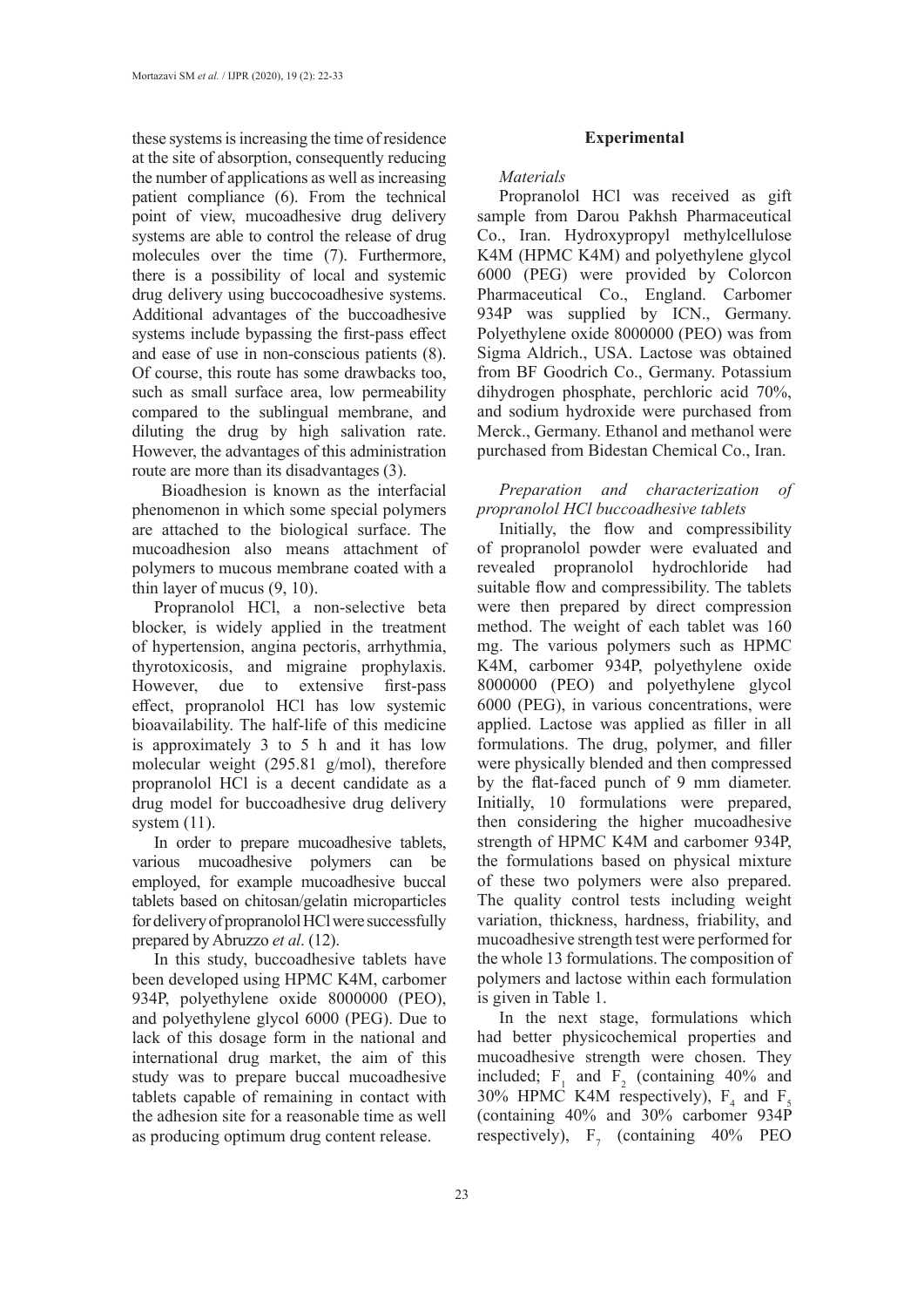these systems is increasing the time of residence at the site of absorption, consequently reducing the number of applications as well as increasing patient compliance (6). From the technical point of view, mucoadhesive drug delivery systems are able to control the release of drug molecules over the time (7). Furthermore, there is a possibility of local and systemic drug delivery using buccocoadhesive systems. Additional advantages of the buccoadhesive systems include bypassing the first-pass effect and ease of use in non-conscious patients (8). Of course, this route has some drawbacks too, such as small surface area, low permeability compared to the sublingual membrane, and diluting the drug by high salivation rate. However, the advantages of this administration route are more than its disadvantages (3).

Bioadhesion is known as the interfacial phenomenon in which some special polymers are attached to the biological surface. The mucoadhesion also means attachment of polymers to mucous membrane coated with a thin layer of mucus (9, 10).

Propranolol HCl, a non-selective beta blocker, is widely applied in the treatment of hypertension, angina pectoris, arrhythmia, thyrotoxicosis, and migraine prophylaxis. However, due to extensive first-pass effect, propranolol HCl has low systemic bioavailability. The half-life of this medicine is approximately 3 to 5 h and it has low molecular weight (295.81 g/mol), therefore propranolol HCl is a decent candidate as a drug model for buccoadhesive drug delivery system (11).

In order to prepare mucoadhesive tablets, various mucoadhesive polymers can be employed, for example mucoadhesive buccal tablets based on chitosan/gelatin microparticles for delivery of propranolol HCl were successfully prepared by Abruzzo *et al*. (12).

In this study, buccoadhesive tablets have been developed using HPMC K4M, carbomer 934P, polyethylene oxide 8000000 (PEO), and polyethylene glycol 6000 (PEG). Due to lack of this dosage form in the national and international drug market, the aim of this study was to prepare buccal mucoadhesive tablets capable of remaining in contact with the adhesion site for a reasonable time as well as producing optimum drug content release.

## Experimental

### *Materials*

Propranolol HCl was received as gift sample from Darou Pakhsh Pharmaceutical Co., Iran. Hydroxypropyl methylcellulose K4M (HPMC K4M) and polyethylene glycol 6000 (PEG) were provided by Colorcon Pharmaceutical Co., England. Carbomer 934P was supplied by ICN., Germany. Polyethylene oxide 8000000 (PEO) was from Sigma Aldrich., USA. Lactose was obtained from BF Goodrich Co., Germany. Potassium dihydrogen phosphate, perchloric acid 70%, and sodium hydroxide were purchased from Merck., Germany. Ethanol and methanol were purchased from Bidestan Chemical Co., Iran.

### *Preparation and characterization of propranolol HCl buccoadhesive tablets*

Initially, the flow and compressibility of propranolol powder were evaluated and revealed propranolol hydrochloride had suitable flow and compressibility. The tablets were then prepared by direct compression method. The weight of each tablet was 160 mg. The various polymers such as HPMC K4M, carbomer 934P, polyethylene oxide 8000000 (PEO) and polyethylene glycol 6000 (PEG), in various concentrations, were applied. Lactose was applied as filler in all formulations. The drug, polymer, and filler were physically blended and then compressed by the flat-faced punch of 9 mm diameter. Initially, 10 formulations were prepared, then considering the higher mucoadhesive strength of HPMC K4M and carbomer 934P, the formulations based on physical mixture of these two polymers were also prepared. The quality control tests including weight variation, thickness, hardness, friability, and mucoadhesive strength test were performed for the whole 13 formulations. The composition of polymers and lactose within each formulation is given in Table 1.

In the next stage, formulations which had better physicochemical properties and mucoadhesive strength were chosen. They included; $F_1$ and $F_2$ (containing 40% and 30% HPMC K4M respectively), $F_4$ and $F_5$ (containing 40% and 30% carbomer 934P respectively), $F_7$ (containing 40% PEO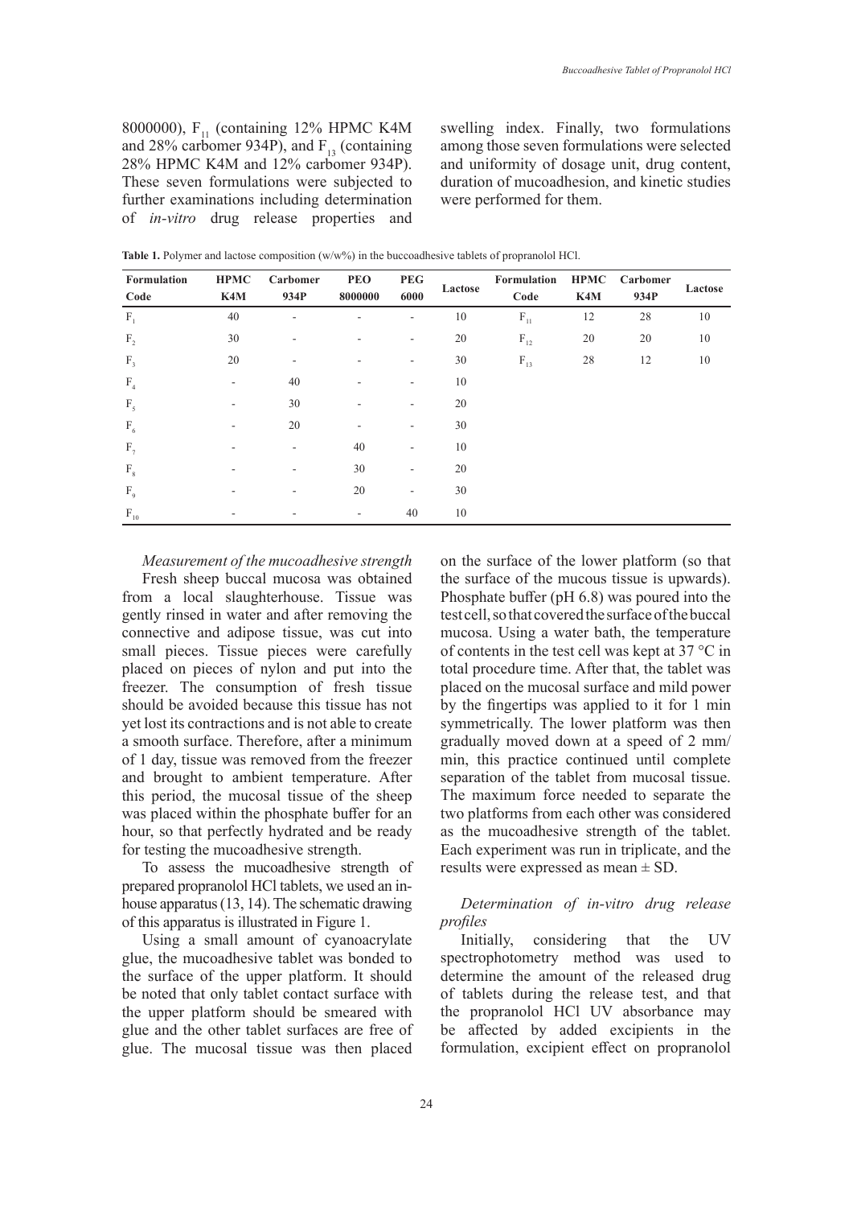8000000), $F_{11}$ (containing 12% HPMC K4M and 28% carbomer 934P), and $F_{13}$ (containing 28% HPMC K4M and 12% carbomer 934P). These seven formulations were subjected to further examinations including determination of *in-vitro* drug release properties and swelling index. Finally, two formulations among those seven formulations were selected and uniformity of dosage unit, drug content, duration of mucoadhesion, and kinetic studies were performed for them.

**Table 1.** Polymer and lactose composition (w/w%) in the buccoadhesive tablets of propranolol HCl.

| Formulation Code | HPMC K4M | Carbomer 934P | PEO 8000000 | PEG 6000 | Lactose | Formulation Code | HPMC K4M | Carbomer 934P | Lactose |
|---|---|---|---|---|---|---|---|---|---|
| $F_1$ | 40 | - | - | - | 10 | $F_{11}$ | 12 | 28 | 10 |
| $F_2$ | 30 | - | - | - | 20 | $F_{12}$ | 20 | 20 | 10 |
| $F_3$ | 20 | - | - | - | 30 | $F_{13}$ | 28 | 12 | 10 |
| $F_4$ | - | 40 | - | - | 10 | | | | |
| $F_5$ | - | 30 | - | - | 20 | | | | |
| $F_6$ | - | 20 | - | - | 30 | | | | |
| $F_7$ | - | - | 40 | - | 10 | | | | |
| $F_8$ | - | - | 30 | - | 20 | | | | |
| $F_9$ | - | - | 20 | - | 30 | | | | |
| $F_{10}$ | - | - | - | 40 | 10 | | | | |

*Measurement of the mucoadhesive strength*

Fresh sheep buccal mucosa was obtained from a local slaughterhouse. Tissue was gently rinsed in water and after removing the connective and adipose tissue, was cut into small pieces. Tissue pieces were carefully placed on pieces of nylon and put into the freezer. The consumption of fresh tissue should be avoided because this tissue has not yet lost its contractions and is not able to create a smooth surface. Therefore, after a minimum of 1 day, tissue was removed from the freezer and brought to ambient temperature. After this period, the mucosal tissue of the sheep was placed within the phosphate buffer for an hour, so that perfectly hydrated and be ready for testing the mucoadhesive strength.

To assess the mucoadhesive strength of prepared propranolol HCl tablets, we used an in-house apparatus (13, 14). The schematic drawing of this apparatus is illustrated in Figure 1.

Using a small amount of cyanoacrylate glue, the mucoadhesive tablet was bonded to the surface of the upper platform. It should be noted that only tablet contact surface with the upper platform should be smeared with glue and the other tablet surfaces are free of glue. The mucosal tissue was then placed on the surface of the lower platform (so that the surface of the mucous tissue is upwards). Phosphate buffer (pH 6.8) was poured into the test cell, so that covered the surface of the buccal mucosa. Using a water bath, the temperature of contents in the test cell was kept at 37 °C in total procedure time. After that, the tablet was placed on the mucosal surface and mild power by the fingertips was applied to it for 1 min symmetrically. The lower platform was then gradually moved down at a speed of 2 mm/min, this practice continued until complete separation of the tablet from mucosal tissue. The maximum force needed to separate the two platforms from each other was considered as the mucoadhesive strength of the tablet. Each experiment was run in triplicate, and the results were expressed as mean ± SD.

*Determination of in-vitro drug release profiles*

Initially, considering that the UV spectrophotometry method was used to determine the amount of the released drug of tablets during the release test, and that the propranolol HCl UV absorbance may be affected by added excipients in the formulation, excipient effect on propranolol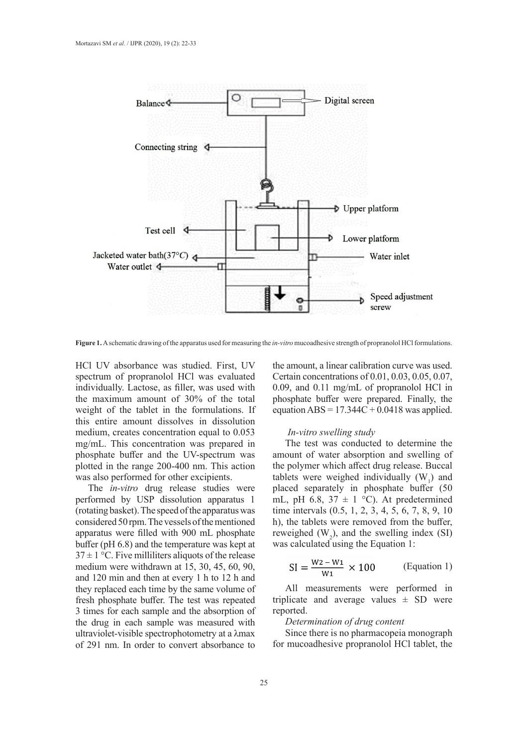**Figure 1.** A schematic drawing of the apparatus used for measuring the *in-vitro* mucoadhesive strength of propranolol HCl formulations.

HCl UV absorbance was studied. First, UV spectrum of propranolol HCl was evaluated individually. Lactose, as filler, was used with the maximum amount of 30% of the total weight of the tablet in the formulations. If this entire amount dissolves in dissolution medium, creates concentration equal to 0.053 mg/mL. This concentration was prepared in phosphate buffer and the UV-spectrum was plotted in the range 200-400 nm. This action was also performed for other excipients.

The *in-vitro* drug release studies were performed by USP dissolution apparatus 1 (rotating basket). The speed of the apparatus was considered 50 rpm. The vessels of the mentioned apparatus were filled with 900 mL phosphate buffer (pH 6.8) and the temperature was kept at 37 ± 1 °C. Five milliliters aliquots of the release medium were withdrawn at 15, 30, 45, 60, 90, and 120 min and then at every 1 h to 12 h and they replaced each time by the same volume of fresh phosphate buffer. The test was repeated 3 times for each sample and the absorption of the drug in each sample was measured with ultraviolet-visible spectrophotometry at a λmax of 291 nm. In order to convert absorbance to the amount, a linear calibration curve was used. Certain concentrations of 0.01, 0.03, 0.05, 0.07, 0.09, and 0.11 mg/mL of propranolol HCl in phosphate buffer were prepared. Finally, the equation $ABS = 17.344C + 0.0418$ was applied.

*In-vitro swelling study*

The test was conducted to determine the amount of water absorption and swelling of the polymer which affect drug release. Buccal tablets were weighed individually ($W_1$) and placed separately in phosphate buffer (50 mL, pH 6.8, 37 ± 1 °C). At predetermined time intervals (0.5, 1, 2, 3, 4, 5, 6, 7, 8, 9, 10 h), the tablets were removed from the buffer, reweighed ($W_2$), and the swelling index (SI) was calculated using the Equation 1:

$$SI = \frac{W2 - W1}{W1} \times 100 \qquad \text{(Equation 1)}$$

All measurements were performed in triplicate and average values ± SD were reported.

*Determination of drug content*

Since there is no pharmacopeia monograph for mucoadhesive propranolol HCl tablet, the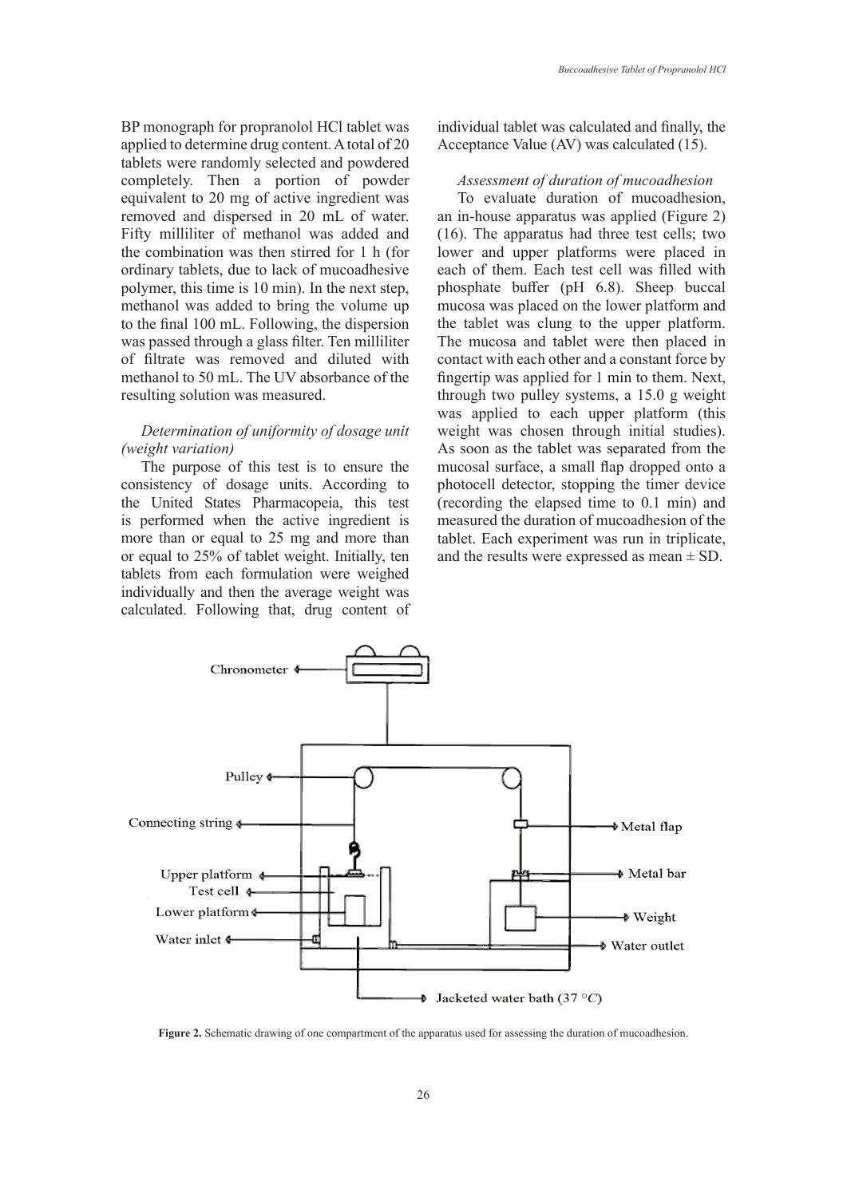BP monograph for propranolol HCl tablet was applied to determine drug content. A total of 20 tablets were randomly selected and powdered completely. Then a portion of powder equivalent to 20 mg of active ingredient was removed and dispersed in 20 mL of water. Fifty milliliter of methanol was added and the combination was then stirred for 1 h (for ordinary tablets, due to lack of mucoadhesive polymer, this time is 10 min). In the next step, methanol was added to bring the volume up to the final 100 mL. Following, the dispersion was passed through a glass filter. Ten milliliter of filtrate was removed and diluted with methanol to 50 mL. The UV absorbance of the resulting solution was measured.

*Determination of uniformity of dosage unit (weight variation)*

The purpose of this test is to ensure the consistency of dosage units. According to the United States Pharmacopeia, this test is performed when the active ingredient is more than or equal to 25 mg and more than or equal to 25% of tablet weight. Initially, ten tablets from each formulation were weighed individually and then the average weight was calculated. Following that, drug content of individual tablet was calculated and finally, the Acceptance Value (AV) was calculated (15).

*Assessment of duration of mucoadhesion*

To evaluate duration of mucoadhesion, an in-house apparatus was applied (Figure 2) (16). The apparatus had three test cells; two lower and upper platforms were placed in each of them. Each test cell was filled with phosphate buffer (pH 6.8). Sheep buccal mucosa was placed on the lower platform and the tablet was clung to the upper platform. The mucosa and tablet were then placed in contact with each other and a constant force by fingertip was applied for 1 min to them. Next, through two pulley systems, a 15.0 g weight was applied to each upper platform (this weight was chosen through initial studies). As soon as the tablet was separated from the mucosal surface, a small flap dropped onto a photocell detector, stopping the timer device (recording the elapsed time to 0.1 min) and measured the duration of mucoadhesion of the tablet. Each experiment was run in triplicate, and the results were expressed as mean ± SD.

**Figure 2.** Schematic drawing of one compartment of the apparatus used for assessing the duration of mucoadhesion.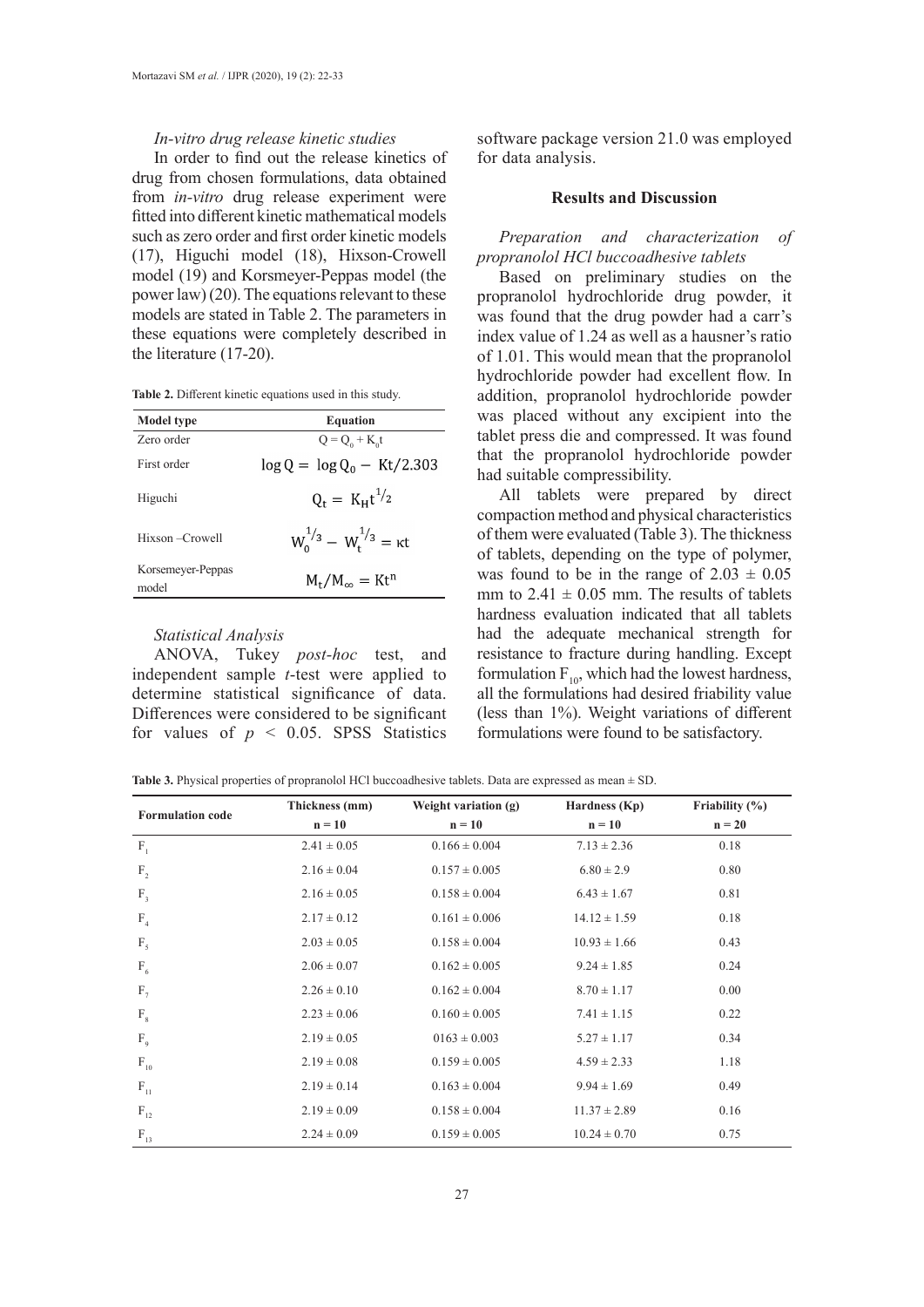### *In-vitro drug release kinetic studies*

In order to find out the release kinetics of drug from chosen formulations, data obtained from *in-vitro* drug release experiment were fitted into different kinetic mathematical models such as zero order and first order kinetic models (17), Higuchi model (18), Hixson-Crowell model (19) and Korsmeyer-Peppas model (the power law) (20). The equations relevant to these models are stated in Table 2. The parameters in these equations were completely described in the literature (17-20).

**Table 2.** Different kinetic equations used in this study.

| Model type | Equation |
|---|---|
| Zero order | $Q = Q_0 + K_0t$ |
| First order | $\log Q = \log Q_0 - Kt/2.303$ |
| Higuchi | $Q_t = K_H t^{1/2}$ |
| Hixson –Crowell | $W_0^{1/3} - W_t^{1/3} = \kappa t$ |
| Korsemeyer-Peppas model | $M_t/M_\infty = Kt^n$ |

### *Statistical Analysis*

ANOVA, Tukey *post-hoc* test, and independent sample *t*-test were applied to determine statistical significance of data. Differences were considered to be significant for values of $p < 0.05$. SPSS Statistics software package version 21.0 was employed for data analysis.

## Results and Discussion

### *Preparation and characterization of propranolol HCl buccoadhesive tablets*

Based on preliminary studies on the propranolol hydrochloride drug powder, it was found that the drug powder had a carr's index value of 1.24 as well as a hausner's ratio of 1.01. This would mean that the propranolol hydrochloride powder had excellent flow. In addition, propranolol hydrochloride powder was placed without any excipient into the tablet press die and compressed. It was found that the propranolol hydrochloride powder had suitable compressibility.

All tablets were prepared by direct compaction method and physical characteristics of them were evaluated (Table 3). The thickness of tablets, depending on the type of polymer, was found to be in the range of 2.03 ± 0.05 mm to 2.41 ± 0.05 mm. The results of tablets hardness evaluation indicated that all tablets had the adequate mechanical strength for resistance to fracture during handling. Except formulation $F_{10}$, which had the lowest hardness, all the formulations had desired friability value (less than 1%). Weight variations of different formulations were found to be satisfactory.

**Table 3.** Physical properties of propranolol HCl buccoadhesive tablets. Data are expressed as mean ± SD.

| Formulation code | Thickness (mm) n = 10 | Weight variation (g) n = 10 | Hardness (Kp) n = 10 | Friability (%) n = 20 |
|---|---|---|---|---|
| $F_1$ | 2.41 ± 0.05 | 0.166 ± 0.004 | 7.13 ± 2.36 | 0.18 |
| $F_2$ | 2.16 ± 0.04 | 0.157 ± 0.005 | 6.80 ± 2.9 | 0.80 |
| $F_3$ | 2.16 ± 0.05 | 0.158 ± 0.004 | 6.43 ± 1.67 | 0.81 |
| $F_4$ | 2.17 ± 0.12 | 0.161 ± 0.006 | 14.12 ± 1.59 | 0.18 |
| $F_5$ | 2.03 ± 0.05 | 0.158 ± 0.004 | 10.93 ± 1.66 | 0.43 |
| $F_6$ | 2.06 ± 0.07 | 0.162 ± 0.005 | 9.24 ± 1.85 | 0.24 |
| $F_7$ | 2.26 ± 0.10 | 0.162 ± 0.004 | 8.70 ± 1.17 | 0.00 |
| $F_8$ | 2.23 ± 0.06 | 0.160 ± 0.005 | 7.41 ± 1.15 | 0.22 |
| $F_9$ | 2.19 ± 0.05 | 0163 ± 0.003 | 5.27 ± 1.17 | 0.34 |
| $F_{10}$ | 2.19 ± 0.08 | 0.159 ± 0.005 | 4.59 ± 2.33 | 1.18 |
| $F_{11}$ | 2.19 ± 0.14 | 0.163 ± 0.004 | 9.94 ± 1.69 | 0.49 |
| $F_{12}$ | 2.19 ± 0.09 | 0.158 ± 0.004 | 11.37 ± 2.89 | 0.16 |
| $F_{13}$ | 2.24 ± 0.09 | 0.159 ± 0.005 | 10.24 ± 0.70 | 0.75 |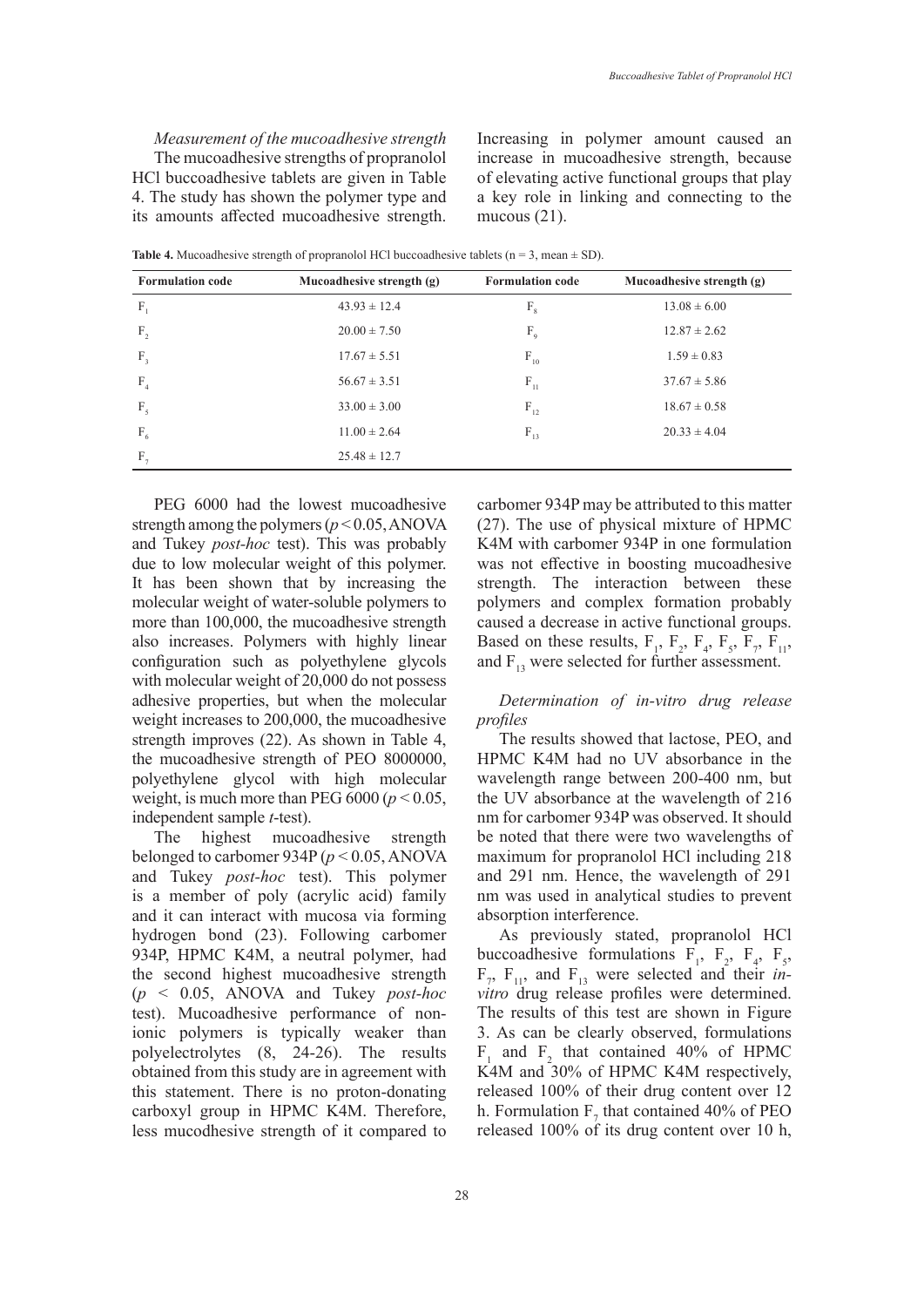*Measurement of the mucoadhesive strength*

The mucoadhesive strengths of propranolol HCl buccoadhesive tablets are given in Table 4. The study has shown the polymer type and its amounts affected mucoadhesive strength. Increasing in polymer amount caused an increase in mucoadhesive strength, because of elevating active functional groups that play a key role in linking and connecting to the mucous (21).

**Table 4.** Mucoadhesive strength of propranolol HCl buccoadhesive tablets (n = 3, mean ± SD).

| Formulation code | Mucoadhesive strength (g) | Formulation code | Mucoadhesive strength (g) |
|---|---|---|---|
| $F_1$ | 43.93 ± 12.4 | $F_8$ | 13.08 ± 6.00 |
| $F_2$ | 20.00 ± 7.50 | $F_9$ | 12.87 ± 2.62 |
| $F_3$ | 17.67 ± 5.51 | $F_{10}$ | 1.59 ± 0.83 |
| $F_4$ | 56.67 ± 3.51 | $F_{11}$ | 37.67 ± 5.86 |
| $F_5$ | 33.00 ± 3.00 | $F_{12}$ | 18.67 ± 0.58 |
| $F_6$ | 11.00 ± 2.64 | $F_{13}$ | 20.33 ± 4.04 |
| $F_7$ | 25.48 ± 12.7 | | |

PEG 6000 had the lowest mucoadhesive strength among the polymers ($p < 0.05$, ANOVA and Tukey *post-hoc* test). This was probably due to low molecular weight of this polymer. It has been shown that by increasing the molecular weight of water-soluble polymers to more than 100,000, the mucoadhesive strength also increases. Polymers with highly linear configuration such as polyethylene glycols with molecular weight of 20,000 do not possess adhesive properties, but when the molecular weight increases to 200,000, the mucoadhesive strength improves (22). As shown in Table 4, the mucoadhesive strength of PEO 8000000, polyethylene glycol with high molecular weight, is much more than PEG 6000 ($p < 0.05$, independent sample *t*-test).

The highest mucoadhesive strength belonged to carbomer 934P ($p < 0.05$, ANOVA and Tukey *post-hoc* test). This polymer is a member of poly (acrylic acid) family and it can interact with mucosa via forming hydrogen bond (23). Following carbomer 934P, HPMC K4M, a neutral polymer, had the second highest mucoadhesive strength ($p < 0.05$, ANOVA and Tukey *post-hoc* test). Mucoadhesive performance of non-ionic polymers is typically weaker than polyelectrolytes (8, 24-26). The results obtained from this study are in agreement with this statement. There is no proton-donating carboxyl group in HPMC K4M. Therefore, less mucodhesive strength of it compared to carbomer 934P may be attributed to this matter (27). The use of physical mixture of HPMC K4M with carbomer 934P in one formulation was not effective in boosting mucoadhesive strength. The interaction between these polymers and complex formation probably caused a decrease in active functional groups. Based on these results, $F_1$, $F_2$, $F_4$, $F_5$, $F_7$, $F_{11}$, and $F_{13}$ were selected for further assessment.

*Determination of in-vitro drug release profiles*

The results showed that lactose, PEO, and HPMC K4M had no UV absorbance in the wavelength range between 200-400 nm, but the UV absorbance at the wavelength of 216 nm for carbomer 934P was observed. It should be noted that there were two wavelengths of maximum for propranolol HCl including 218 and 291 nm. Hence, the wavelength of 291 nm was used in analytical studies to prevent absorption interference.

As previously stated, propranolol HCl buccoadhesive formulations $F_1$, $F_2$, $F_4$, $F_5$, $F_7$, $F_{11}$, and $F_{13}$ were selected and their *in-vitro* drug release profiles were determined. The results of this test are shown in Figure 3. As can be clearly observed, formulations $F_1$ and $F_2$ that contained 40% of HPMC K4M and 30% of HPMC K4M respectively, released 100% of their drug content over 12 h. Formulation $F_7$ that contained 40% of PEO released 100% of its drug content over 10 h,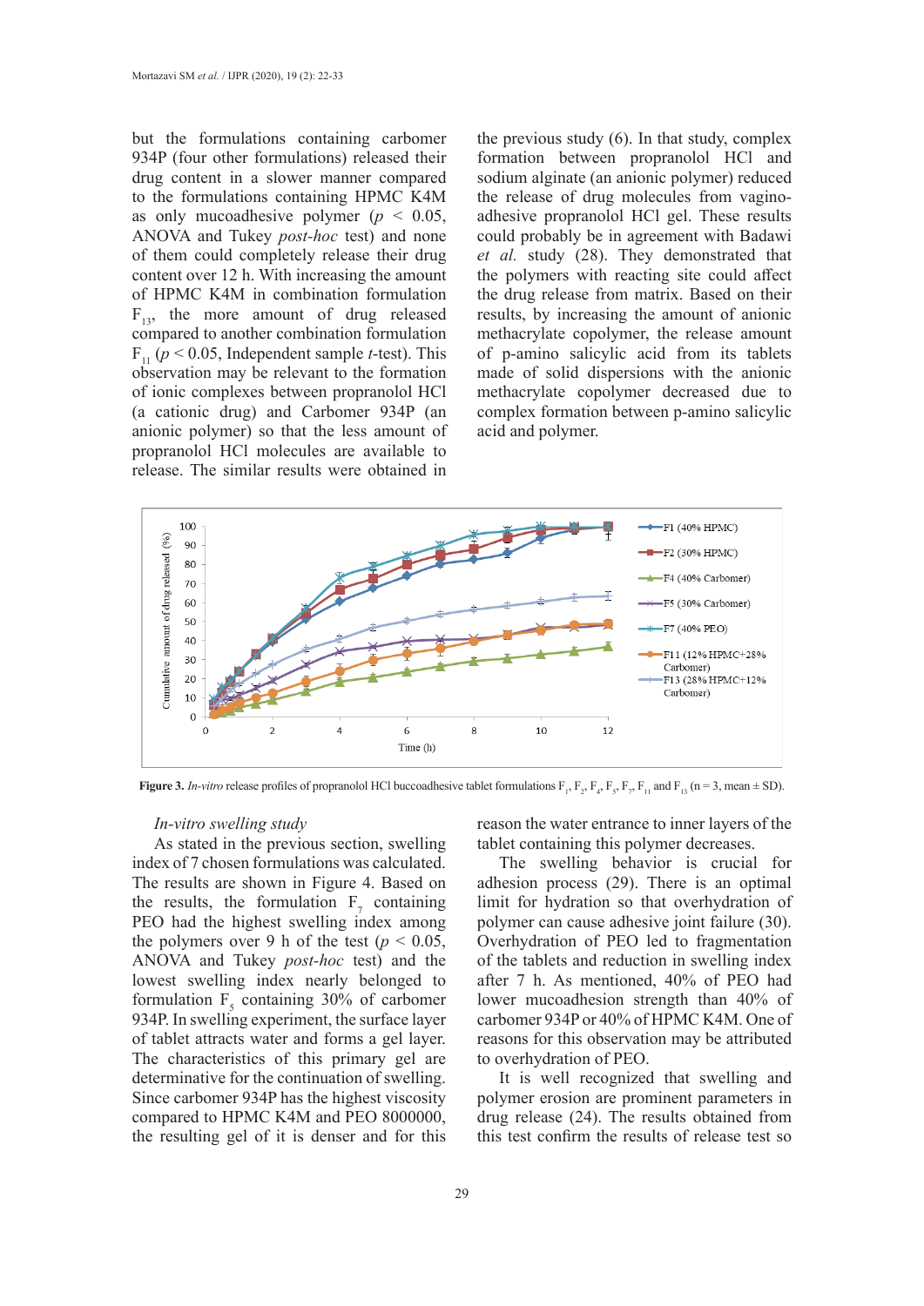but the formulations containing carbomer 934P (four other formulations) released their drug content in a slower manner compared to the formulations containing HPMC K4M as only mucoadhesive polymer ($p < 0.05$, ANOVA and Tukey *post-hoc* test) and none of them could completely release their drug content over 12 h. With increasing the amount of HPMC K4M in combination formulation $F_{13}$, the more amount of drug released compared to another combination formulation $F_{11}$ ($p < 0.05$, Independent sample *t*-test). This observation may be relevant to the formation of ionic complexes between propranolol HCl (a cationic drug) and Carbomer 934P (an anionic polymer) so that the less amount of propranolol HCl molecules are available to release. The similar results were obtained in the previous study (6). In that study, complex formation between propranolol HCl and sodium alginate (an anionic polymer) reduced the release of drug molecules from vagino-adhesive propranolol HCl gel. These results could probably be in agreement with Badawi *et al.* study (28). They demonstrated that the polymers with reacting site could affect the drug release from matrix. Based on their results, by increasing the amount of anionic methacrylate copolymer, the release amount of p-amino salicylic acid from its tablets made of solid dispersions with the anionic methacrylate copolymer decreased due to complex formation between p-amino salicylic acid and polymer.

**Figure 3.** *In-vitro* release profiles of propranolol HCl buccoadhesive tablet formulations $F_1$, $F_2$, $F_4$, $F_5$, $F_7$, $F_{11}$ and $F_{13}$ (n = 3, mean ± SD).

### *In-vitro swelling study*

As stated in the previous section, swelling index of 7 chosen formulations was calculated. The results are shown in Figure 4. Based on the results, the formulation $F_7$ containing PEO had the highest swelling index among the polymers over 9 h of the test ($p < 0.05$, ANOVA and Tukey *post-hoc* test) and the lowest swelling index nearly belonged to formulation $F_5$ containing 30% of carbomer 934P. In swelling experiment, the surface layer of tablet attracts water and forms a gel layer. The characteristics of this primary gel are determinative for the continuation of swelling. Since carbomer 934P has the highest viscosity compared to HPMC K4M and PEO 8000000, the resulting gel of it is denser and for this reason the water entrance to inner layers of the tablet containing this polymer decreases.

The swelling behavior is crucial for adhesion process (29). There is an optimal limit for hydration so that overhydration of polymer can cause adhesive joint failure (30). Overhydration of PEO led to fragmentation of the tablets and reduction in swelling index after 7 h. As mentioned, 40% of PEO had lower mucoadhesion strength than 40% of carbomer 934P or 40% of HPMC K4M. One of reasons for this observation may be attributed to overhydration of PEO.

It is well recognized that swelling and polymer erosion are prominent parameters in drug release (24). The results obtained from this test confirm the results of release test so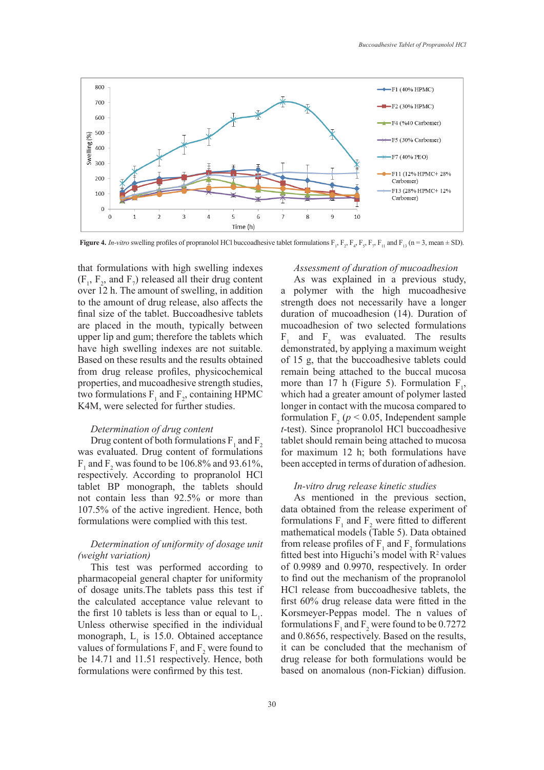**Figure 4.** *In-vitro* swelling profiles of propranolol HCl buccoadhesive tablet formulations $F_1$, $F_2$, $F_4$, $F_5$, $F_7$, $F_{11}$ and $F_{13}$ (n = 3, mean ± SD).

that formulations with high swelling indexes ($F_1$, $F_2$, and $F_7$) released all their drug content over 12 h. The amount of swelling, in addition to the amount of drug release, also affects the final size of the tablet. Buccoadhesive tablets are placed in the mouth, typically between upper lip and gum; therefore the tablets which have high swelling indexes are not suitable. Based on these results and the results obtained from drug release profiles, physicochemical properties, and mucoadhesive strength studies, two formulations $F_1$ and $F_2$, containing HPMC K4M, were selected for further studies.

*Determination of drug content*

Drug content of both formulations $F_1$ and $F_2$ was evaluated. Drug content of formulations $F_1$ and $F_2$ was found to be 106.8% and 93.61%, respectively. According to propranolol HCl tablet BP monograph, the tablets should not contain less than 92.5% or more than 107.5% of the active ingredient. Hence, both formulations were complied with this test.

*Determination of uniformity of dosage unit (weight variation)*

This test was performed according to pharmacopeial general chapter for uniformity of dosage units.The tablets pass this test if the calculated acceptance value relevant to the first 10 tablets is less than or equal to $L_1$. Unless otherwise specified in the individual monograph, $L_1$ is 15.0. Obtained acceptance values of formulations $F_1$ and $F_2$ were found to be 14.71 and 11.51 respectively. Hence, both formulations were confirmed by this test.

*Assessment of duration of mucoadhesion*

As was explained in a previous study, a polymer with the high mucoadhesive strength does not necessarily have a longer duration of mucoadhesion (14). Duration of mucoadhesion of two selected formulations $F_1$ and $F_2$ was evaluated. The results demonstrated, by applying a maximum weight of 15 g, that the buccoadhesive tablets could remain being attached to the buccal mucosa more than 17 h (Figure 5). Formulation $F_1$, which had a greater amount of polymer lasted longer in contact with the mucosa compared to formulation $F_2$ ($p < 0.05$, Independent sample *t*-test). Since propranolol HCl buccoadhesive tablet should remain being attached to mucosa for maximum 12 h; both formulations have been accepted in terms of duration of adhesion.

*In-vitro drug release kinetic studies*

As mentioned in the previous section, data obtained from the release experiment of formulations $F_1$ and $F_2$ were fitted to different mathematical models (Table 5). Data obtained from release profiles of $F_1$ and $F_2$ formulations fitted best into Higuchi's model with $R^2$ values of 0.9989 and 0.9970, respectively. In order to find out the mechanism of the propranolol HCl release from buccoadhesive tablets, the first 60% drug release data were fitted in the Korsmeyer-Peppas model. The n values of formulations $F_1$ and $F_2$ were found to be 0.7272 and 0.8656, respectively. Based on the results, it can be concluded that the mechanism of drug release for both formulations would be based on anomalous (non-Fickian) diffusion.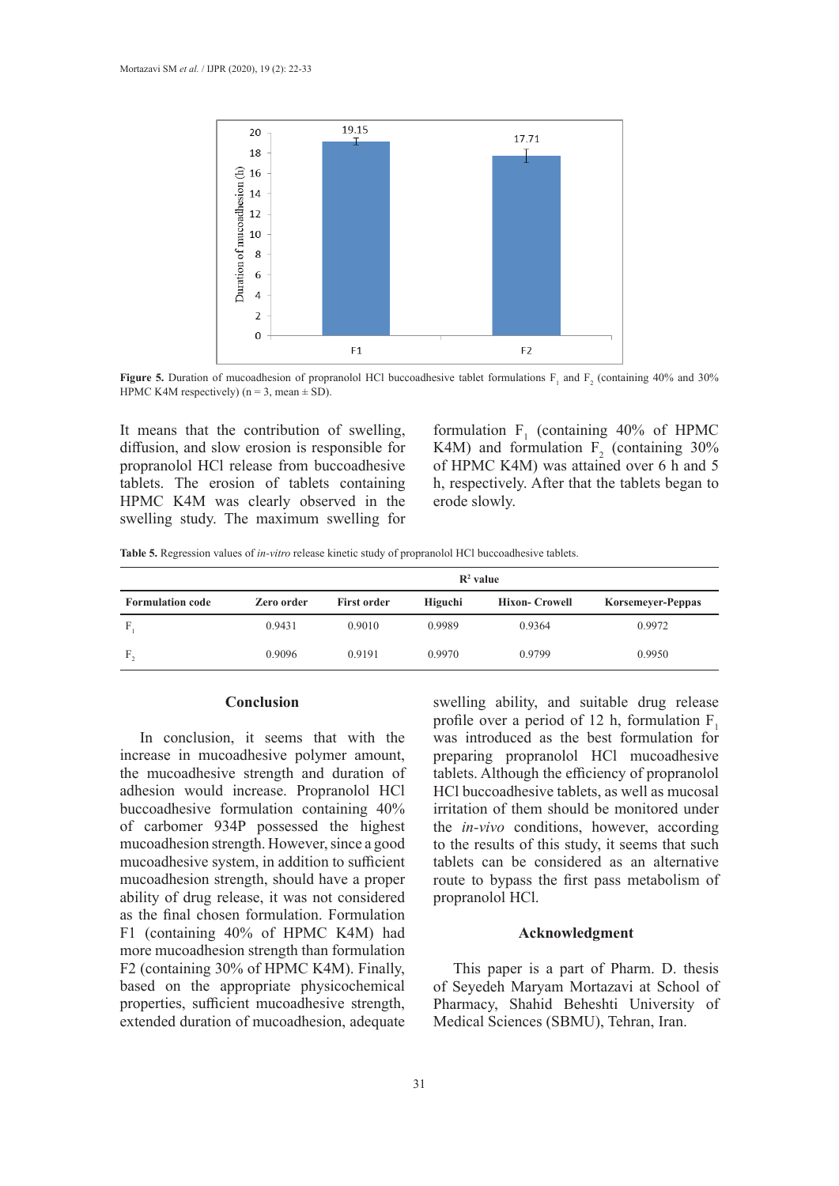**Figure 5.** Duration of mucoadhesion of propranolol HCl buccoadhesive tablet formulations $F_1$ and $F_2$ (containing 40% and 30% HPMC K4M respectively) (n = 3, mean ± SD).

It means that the contribution of swelling, diffusion, and slow erosion is responsible for propranolol HCl release from buccoadhesive tablets. The erosion of tablets containing HPMC K4M was clearly observed in the swelling study. The maximum swelling for formulation $F_1$ (containing 40% of HPMC K4M) and formulation $F_2$ (containing 30% of HPMC K4M) was attained over 6 h and 5 h, respectively. After that the tablets began to erode slowly.

**Table 5.** Regression values of *in-vitro* release kinetic study of propranolol HCl buccoadhesive tablets.

| | $R^2$ value | | | | |
|---|---|---|---|---|---|
| **Formulation code** | **Zero order** | **First order** | **Higuchi** | **Hixon- Crowell** | **Korsemeyer-Peppas** |
| $F_1$ | 0.9431 | 0.9010 | 0.9989 | 0.9364 | 0.9972 |
| $F_2$ | 0.9096 | 0.9191 | 0.9970 | 0.9799 | 0.9950 |

## Conclusion

In conclusion, it seems that with the increase in mucoadhesive polymer amount, the mucoadhesive strength and duration of adhesion would increase. Propranolol HCl buccoadhesive formulation containing 40% of carbomer 934P possessed the highest mucoadhesion strength. However, since a good mucoadhesive system, in addition to sufficient mucoadhesion strength, should have a proper ability of drug release, it was not considered as the final chosen formulation. Formulation F1 (containing 40% of HPMC K4M) had more mucoadhesion strength than formulation F2 (containing 30% of HPMC K4M). Finally, based on the appropriate physicochemical properties, sufficient mucoadhesive strength, extended duration of mucoadhesion, adequate swelling ability, and suitable drug release profile over a period of 12 h, formulation $F_1$ was introduced as the best formulation for preparing propranolol HCl mucoadhesive tablets. Although the efficiency of propranolol HCl buccoadhesive tablets, as well as mucosal irritation of them should be monitored under the *in-vivo* conditions, however, according to the results of this study, it seems that such tablets can be considered as an alternative route to bypass the first pass metabolism of propranolol HCl.

## Acknowledgment

This paper is a part of Pharm. D. thesis of Seyedeh Maryam Mortazavi at School of Pharmacy, Shahid Beheshti University of Medical Sciences (SBMU), Tehran, Iran.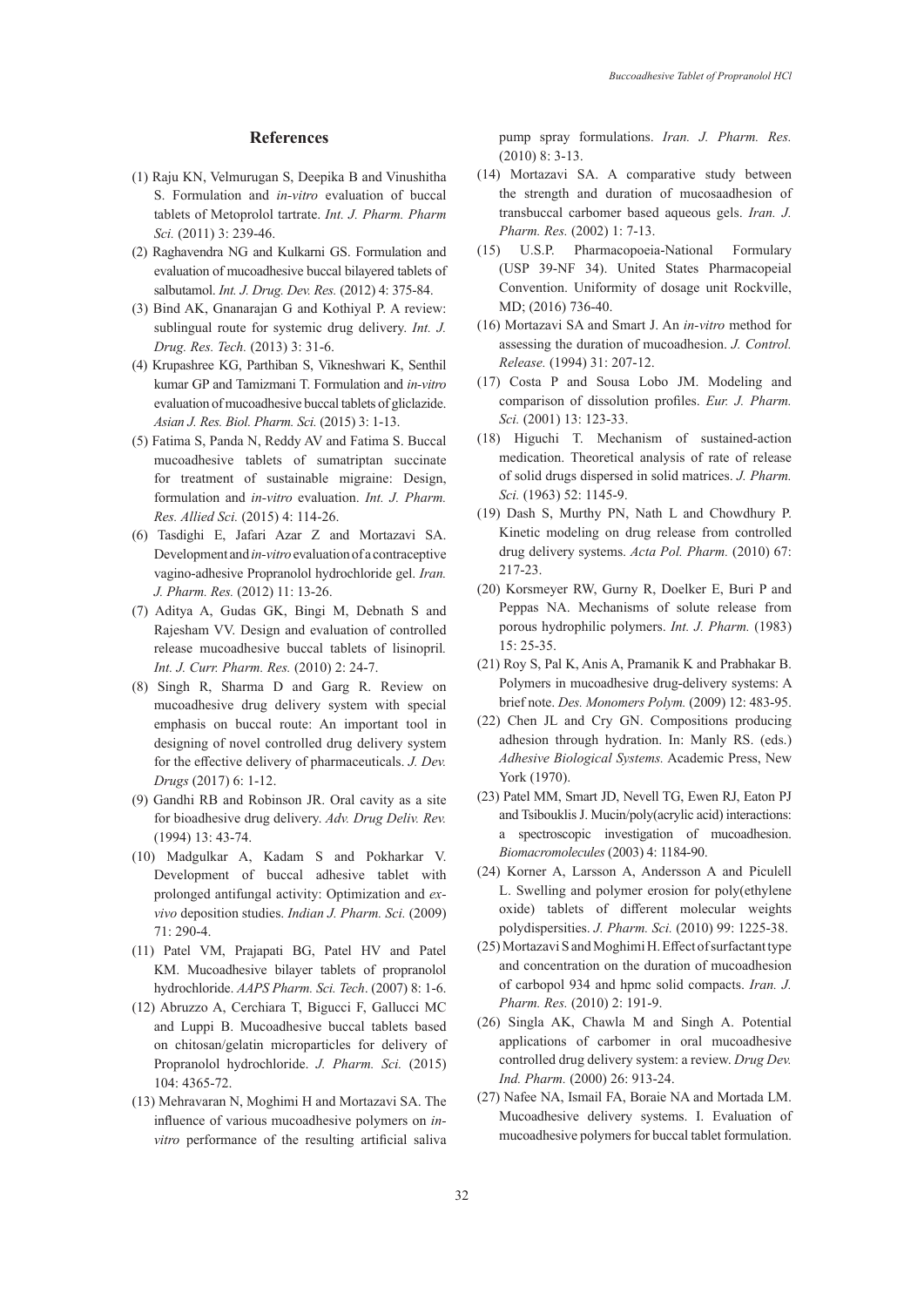## References

(1) Raju KN, Velmurugan S, Deepika B and Vinushitha S. Formulation and *in-vitro* evaluation of buccal tablets of Metoprolol tartrate. *Int. J. Pharm. Pharm Sci.* (2011) 3: 239-46.

(2) Raghavendra NG and Kulkarni GS. Formulation and evaluation of mucoadhesive buccal bilayered tablets of salbutamol. *Int. J. Drug. Dev. Res.* (2012) 4: 375-84.

(3) Bind AK, Gnanarajan G and Kothiyal P. A review: sublingual route for systemic drug delivery. *Int. J. Drug. Res. Tech.* (2013) 3: 31-6.

(4) Krupashree KG, Parthiban S, Vikneshwari K, Senthil kumar GP and Tamizmani T. Formulation and *in-vitro* evaluation of mucoadhesive buccal tablets of gliclazide. *Asian J. Res. Biol. Pharm. Sci.* (2015) 3: 1-13.

(5) Fatima S, Panda N, Reddy AV and Fatima S. Buccal mucoadhesive tablets of sumatriptan succinate for treatment of sustainable migraine: Design, formulation and *in-vitro* evaluation. *Int. J. Pharm. Res. Allied Sci.* (2015) 4: 114-26.

(6) Tasdighi E, Jafari Azar Z and Mortazavi SA. Development and *in-vitro* evaluation of a contraceptive vagino-adhesive Propranolol hydrochloride gel. *Iran. J. Pharm. Res.* (2012) 11: 13-26.

(7) Aditya A, Gudas GK, Bingi M, Debnath S and Rajesham VV. Design and evaluation of controlled release mucoadhesive buccal tablets of lisinopril. *Int. J. Curr. Pharm. Res.* (2010) 2: 24-7.

(8) Singh R, Sharma D and Garg R. Review on mucoadhesive drug delivery system with special emphasis on buccal route: An important tool in designing of novel controlled drug delivery system for the effective delivery of pharmaceuticals. *J. Dev. Drugs* (2017) 6: 1-12.

(9) Gandhi RB and Robinson JR. Oral cavity as a site for bioadhesive drug delivery. *Adv. Drug Deliv. Rev.* (1994) 13: 43-74.

(10) Madgulkar A, Kadam S and Pokharkar V. Development of buccal adhesive tablet with prolonged antifungal activity: Optimization and *ex-vivo* deposition studies. *Indian J. Pharm. Sci.* (2009) 71: 290-4.

(11) Patel VM, Prajapati BG, Patel HV and Patel KM. Mucoadhesive bilayer tablets of propranolol hydrochloride. *AAPS Pharm. Sci. Tech*. (2007) 8: 1-6.

(12) Abruzzo A, Cerchiara T, Bigucci F, Gallucci MC and Luppi B. Mucoadhesive buccal tablets based on chitosan/gelatin microparticles for delivery of Propranolol hydrochloride. *J. Pharm. Sci.* (2015) 104: 4365-72.

(13) Mehravaran N, Moghimi H and Mortazavi SA. The influence of various mucoadhesive polymers on *in-vitro* performance of the resulting artificial saliva pump spray formulations. *Iran. J. Pharm. Res.* (2010) 8: 3-13.

(14) Mortazavi SA. A comparative study between the strength and duration of mucosaadhesion of transbuccal carbomer based aqueous gels. *Iran. J. Pharm. Res.* (2002) 1: 7-13.

(15) U.S.P. Pharmacopoeia-National Formulary (USP 39-NF 34). United States Pharmacopeial Convention. Uniformity of dosage unit Rockville, MD; (2016) 736-40.

(16) Mortazavi SA and Smart J. An *in-vitro* method for assessing the duration of mucoadhesion. *J. Control. Release.* (1994) 31: 207-12.

(17) Costa P and Sousa Lobo JM. Modeling and comparison of dissolution profiles. *Eur. J. Pharm. Sci.* (2001) 13: 123-33.

(18) Higuchi T. Mechanism of sustained-action medication. Theoretical analysis of rate of release of solid drugs dispersed in solid matrices. *J. Pharm. Sci.* (1963) 52: 1145-9.

(19) Dash S, Murthy PN, Nath L and Chowdhury P. Kinetic modeling on drug release from controlled drug delivery systems. *Acta Pol. Pharm.* (2010) 67: 217-23.

(20) Korsmeyer RW, Gurny R, Doelker E, Buri P and Peppas NA. Mechanisms of solute release from porous hydrophilic polymers. *Int. J. Pharm.* (1983) 15: 25-35.

(21) Roy S, Pal K, Anis A, Pramanik K and Prabhakar B. Polymers in mucoadhesive drug-delivery systems: A brief note. *Des. Monomers Polym.* (2009) 12: 483-95.

(22) Chen JL and Cry GN. Compositions producing adhesion through hydration. In: Manly RS. (eds.) *Adhesive Biological Systems.* Academic Press, New York (1970).

(23) Patel MM, Smart JD, Nevell TG, Ewen RJ, Eaton PJ and Tsibouklis J. Mucin/poly(acrylic acid) interactions: a spectroscopic investigation of mucoadhesion. *Biomacromolecules* (2003) 4: 1184-90.

(24) Korner A, Larsson A, Andersson A and Piculell L. Swelling and polymer erosion for poly(ethylene oxide) tablets of different molecular weights polydispersities. *J. Pharm. Sci.* (2010) 99: 1225-38.

(25) Mortazavi S and Moghimi H. Effect of surfactant type and concentration on the duration of mucoadhesion of carbopol 934 and hpmc solid compacts. *Iran. J. Pharm. Res.* (2010) 2: 191-9.

(26) Singla AK, Chawla M and Singh A. Potential applications of carbomer in oral mucoadhesive controlled drug delivery system: a review. *Drug Dev. Ind. Pharm.* (2000) 26: 913-24.

(27) Nafee NA, Ismail FA, Boraie NA and Mortada LM. Mucoadhesive delivery systems. I. Evaluation of mucoadhesive polymers for buccal tablet formulation.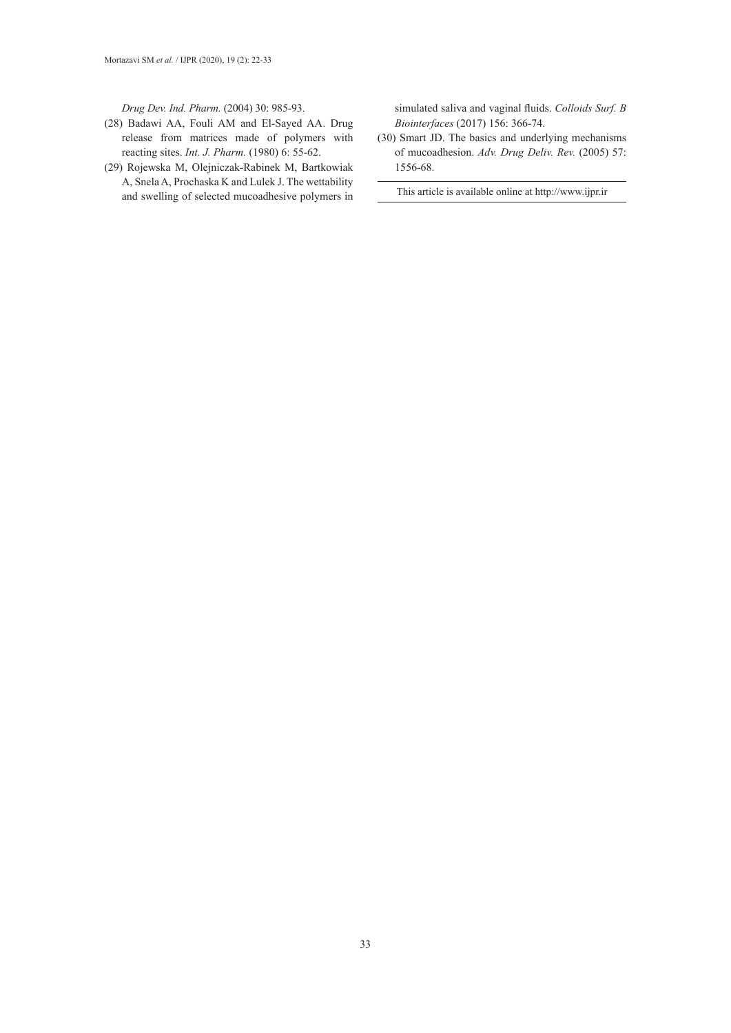*Drug Dev. Ind. Pharm.* (2004) 30: 985-93.

(28) Badawi AA, Fouli AM and El-Sayed AA. Drug release from matrices made of polymers with reacting sites. *Int. J. Pharm.* (1980) 6: 55-62.

(29) Rojewska M, Olejniczak-Rabinek M, Bartkowiak A, Snela A, Prochaska K and Lulek J. The wettability and swelling of selected mucoadhesive polymers in simulated saliva and vaginal fluids. *Colloids Surf. B Biointerfaces* (2017) 156: 366-74.

(30) Smart JD. The basics and underlying mechanisms of mucoadhesion. *Adv. Drug Deliv. Rev.* (2005) 57: 1556-68.

---

This article is available online at http://www.ijpr.ir

---